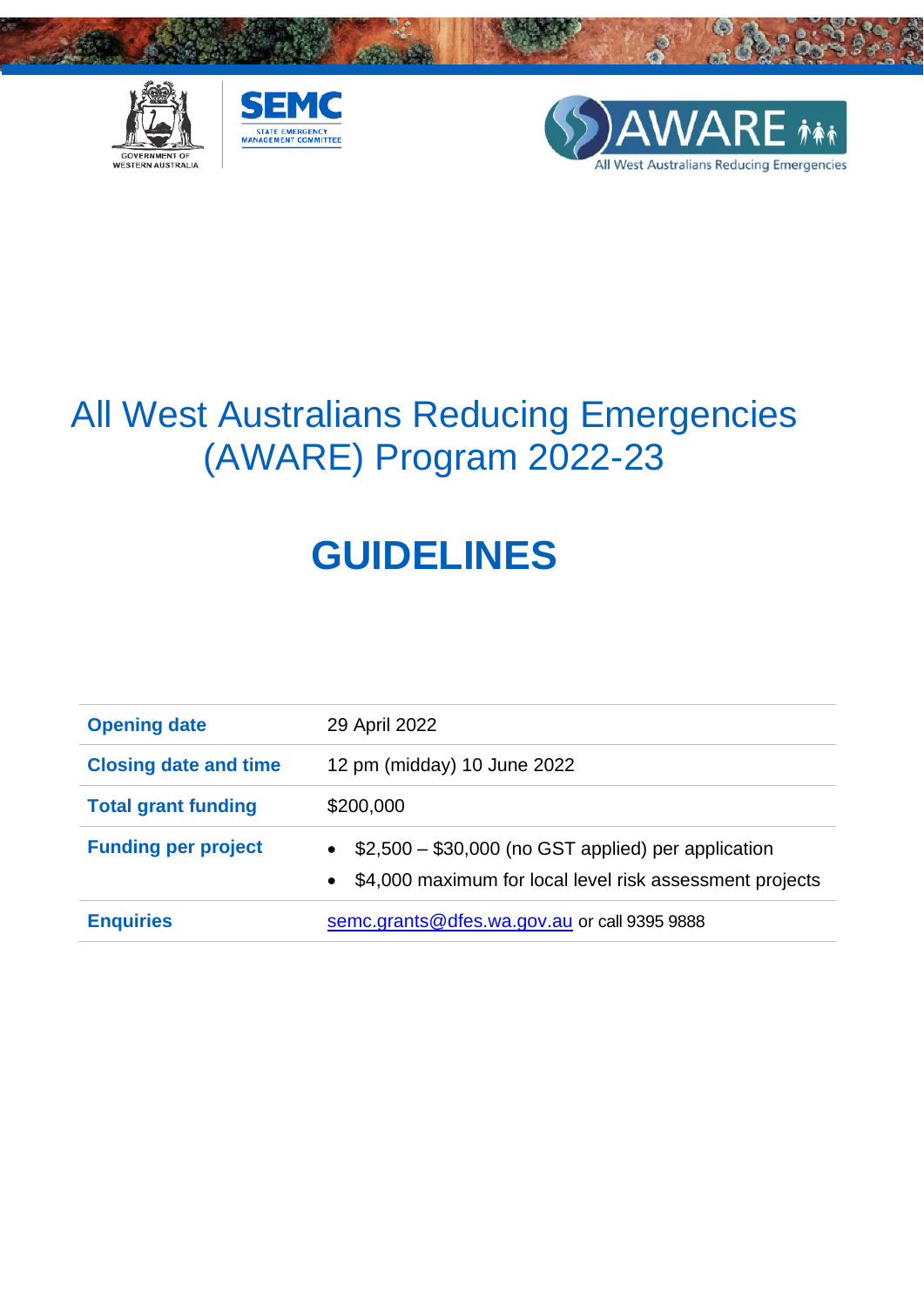# All West Australians Reducing Emergencies (AWARE) Program 2022-23

# GUIDELINES

| | |
|---|---|
| **Opening date** | 29 April 2022 |
| **Closing date and time** | 12 pm (midday) 10 June 2022 |
| **Total grant funding** | $200,000 |
| **Funding per project** | • $2,500 – $30,000 (no GST applied) per application<br>• $4,000 maximum for local level risk assessment projects |
| **Enquiries** | semc.grants@dfes.wa.gov.au or call 9395 9888 |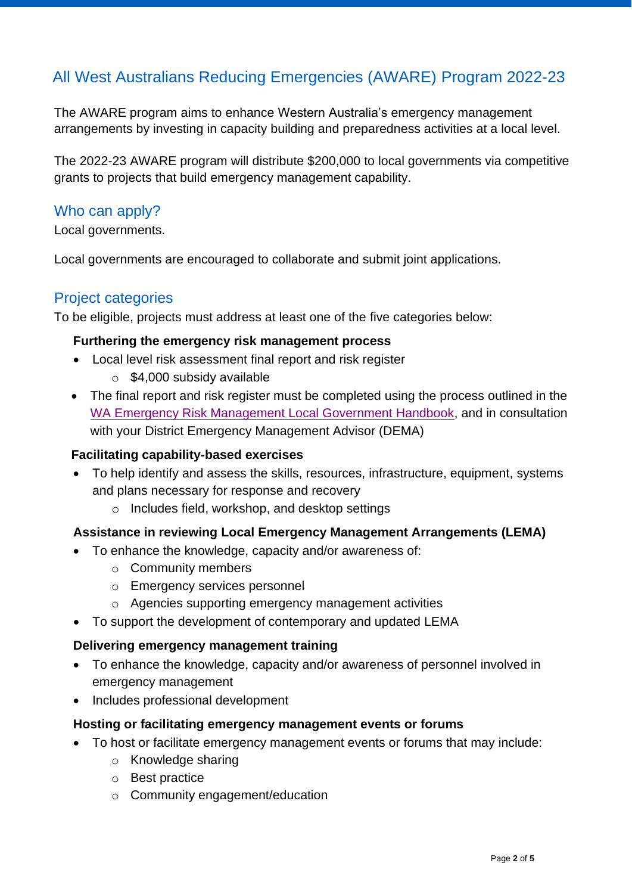## All West Australians Reducing Emergencies (AWARE) Program 2022-23

The AWARE program aims to enhance Western Australia's emergency management arrangements by investing in capacity building and preparedness activities at a local level.

The 2022-23 AWARE program will distribute $200,000 to local governments via competitive grants to projects that build emergency management capability.

### Who can apply?

Local governments.

Local governments are encouraged to collaborate and submit joint applications.

### Project categories

To be eligible, projects must address at least one of the five categories below:

**Furthering the emergency risk management process**

- Local level risk assessment final report and risk register
  - $4,000 subsidy available
- The final report and risk register must be completed using the process outlined in the WA Emergency Risk Management Local Government Handbook, and in consultation with your District Emergency Management Advisor (DEMA)

**Facilitating capability-based exercises**

- To help identify and assess the skills, resources, infrastructure, equipment, systems and plans necessary for response and recovery
  - Includes field, workshop, and desktop settings

**Assistance in reviewing Local Emergency Management Arrangements (LEMA)**

- To enhance the knowledge, capacity and/or awareness of:
  - Community members
  - Emergency services personnel
  - Agencies supporting emergency management activities
- To support the development of contemporary and updated LEMA

**Delivering emergency management training**

- To enhance the knowledge, capacity and/or awareness of personnel involved in emergency management
- Includes professional development

**Hosting or facilitating emergency management events or forums**

- To host or facilitate emergency management events or forums that may include:
  - Knowledge sharing
  - Best practice
  - Community engagement/education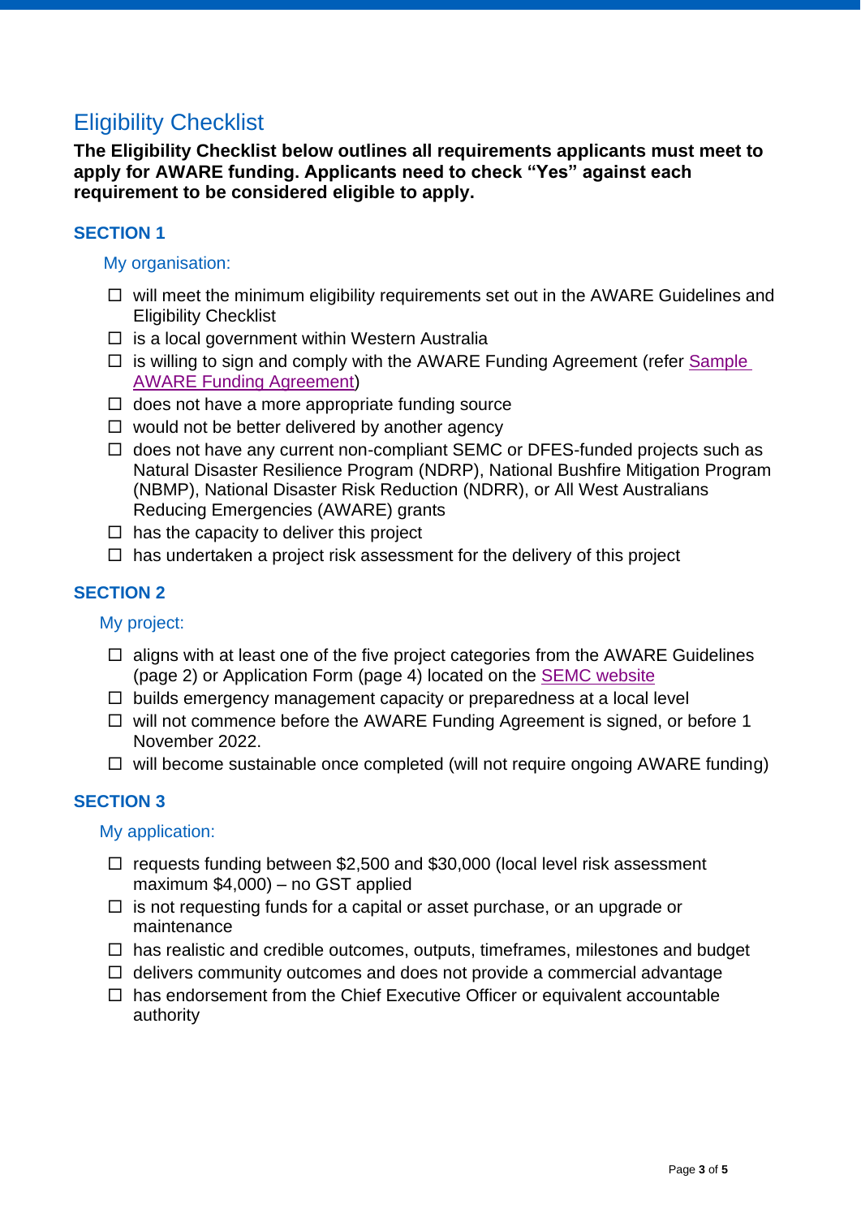## Eligibility Checklist

**The Eligibility Checklist below outlines all requirements applicants must meet to apply for AWARE funding. Applicants need to check "Yes" against each requirement to be considered eligible to apply.**

### SECTION 1

My organisation:

- ☐ will meet the minimum eligibility requirements set out in the AWARE Guidelines and Eligibility Checklist
- ☐ is a local government within Western Australia
- ☐ is willing to sign and comply with the AWARE Funding Agreement (refer Sample AWARE Funding Agreement)
- ☐ does not have a more appropriate funding source
- ☐ would not be better delivered by another agency
- ☐ does not have any current non-compliant SEMC or DFES-funded projects such as Natural Disaster Resilience Program (NDRP), National Bushfire Mitigation Program (NBMP), National Disaster Risk Reduction (NDRR), or All West Australians Reducing Emergencies (AWARE) grants
- ☐ has the capacity to deliver this project
- ☐ has undertaken a project risk assessment for the delivery of this project

### SECTION 2

My project:

- ☐ aligns with at least one of the five project categories from the AWARE Guidelines (page 2) or Application Form (page 4) located on the SEMC website
- ☐ builds emergency management capacity or preparedness at a local level
- ☐ will not commence before the AWARE Funding Agreement is signed, or before 1 November 2022.
- ☐ will become sustainable once completed (will not require ongoing AWARE funding)

### SECTION 3

My application:

- ☐ requests funding between $2,500 and $30,000 (local level risk assessment maximum $4,000) – no GST applied
- ☐ is not requesting funds for a capital or asset purchase, or an upgrade or maintenance
- ☐ has realistic and credible outcomes, outputs, timeframes, milestones and budget
- ☐ delivers community outcomes and does not provide a commercial advantage
- ☐ has endorsement from the Chief Executive Officer or equivalent accountable authority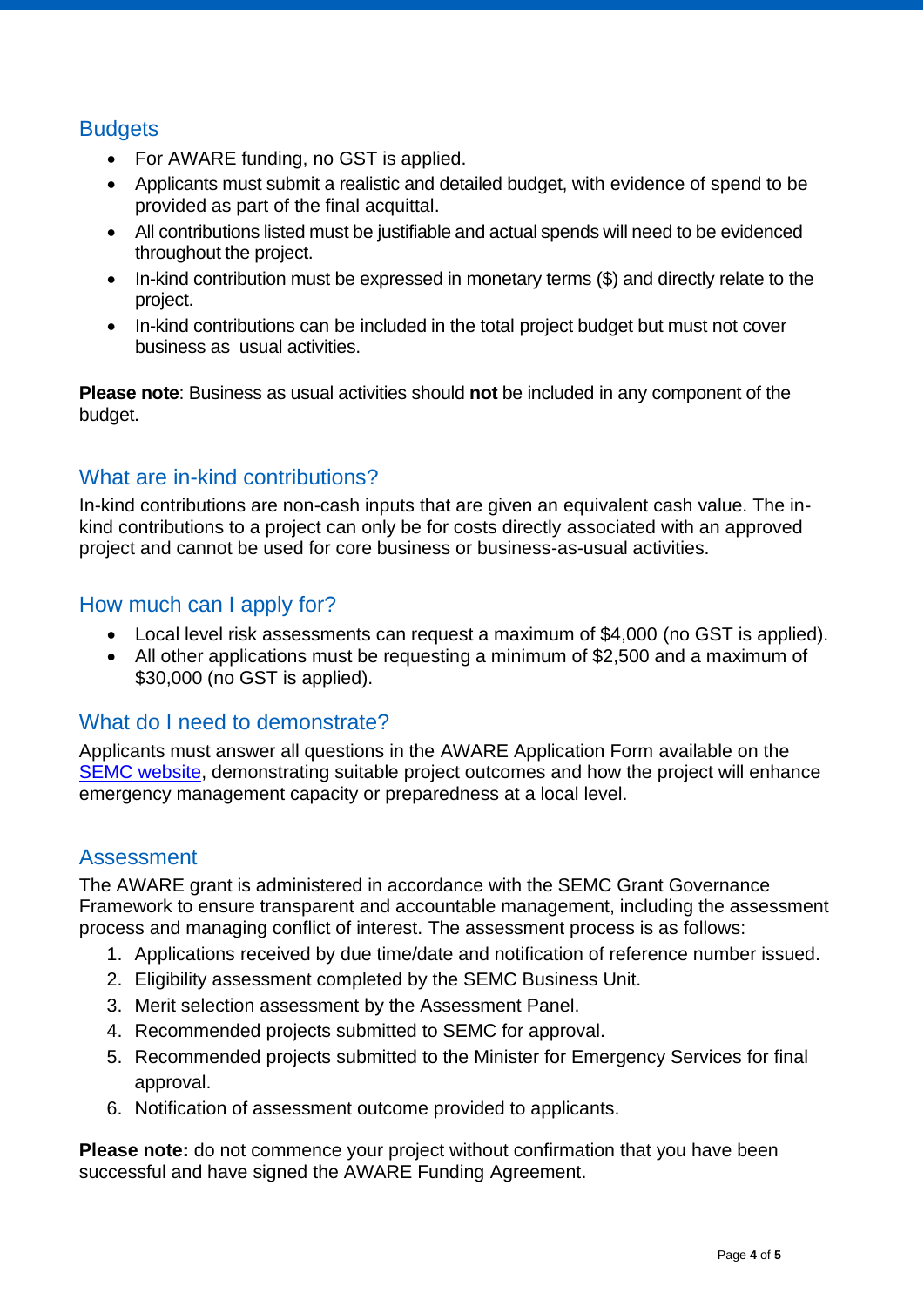## Budgets

- For AWARE funding, no GST is applied.
- Applicants must submit a realistic and detailed budget, with evidence of spend to be provided as part of the final acquittal.
- All contributions listed must be justifiable and actual spends will need to be evidenced throughout the project.
- In-kind contribution must be expressed in monetary terms ($) and directly relate to the project.
- In-kind contributions can be included in the total project budget but must not cover business as usual activities.

**Please note**: Business as usual activities should **not** be included in any component of the budget.

## What are in-kind contributions?

In-kind contributions are non-cash inputs that are given an equivalent cash value. The in-kind contributions to a project can only be for costs directly associated with an approved project and cannot be used for core business or business-as-usual activities.

## How much can I apply for?

- Local level risk assessments can request a maximum of $4,000 (no GST is applied).
- All other applications must be requesting a minimum of $2,500 and a maximum of $30,000 (no GST is applied).

## What do I need to demonstrate?

Applicants must answer all questions in the AWARE Application Form available on the SEMC website, demonstrating suitable project outcomes and how the project will enhance emergency management capacity or preparedness at a local level.

## Assessment

The AWARE grant is administered in accordance with the SEMC Grant Governance Framework to ensure transparent and accountable management, including the assessment process and managing conflict of interest. The assessment process is as follows:

1. Applications received by due time/date and notification of reference number issued.
2. Eligibility assessment completed by the SEMC Business Unit.
3. Merit selection assessment by the Assessment Panel.
4. Recommended projects submitted to SEMC for approval.
5. Recommended projects submitted to the Minister for Emergency Services for final approval.
6. Notification of assessment outcome provided to applicants.

**Please note:** do not commence your project without confirmation that you have been successful and have signed the AWARE Funding Agreement.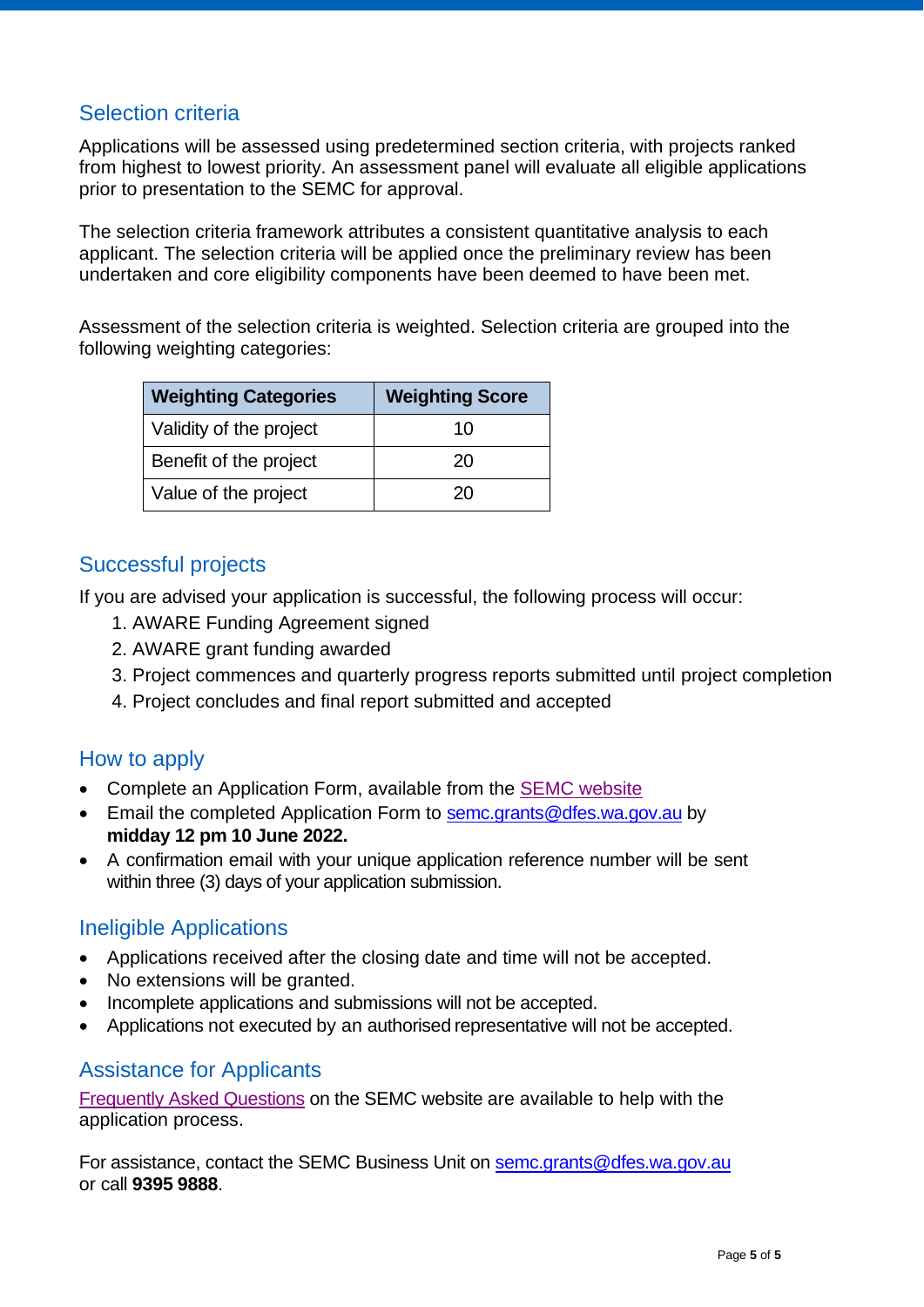## Selection criteria

Applications will be assessed using predetermined section criteria, with projects ranked from highest to lowest priority. An assessment panel will evaluate all eligible applications prior to presentation to the SEMC for approval.

The selection criteria framework attributes a consistent quantitative analysis to each applicant. The selection criteria will be applied once the preliminary review has been undertaken and core eligibility components have been deemed to have been met.

Assessment of the selection criteria is weighted. Selection criteria are grouped into the following weighting categories:

| Weighting Categories | Weighting Score |
|---|---|
| Validity of the project | 10 |
| Benefit of the project | 20 |
| Value of the project | 20 |

## Successful projects

If you are advised your application is successful, the following process will occur:

1. AWARE Funding Agreement signed
2. AWARE grant funding awarded
3. Project commences and quarterly progress reports submitted until project completion
4. Project concludes and final report submitted and accepted

## How to apply

- Complete an Application Form, available from the [SEMC website]
- Email the completed Application Form to semc.grants@dfes.wa.gov.au by **midday 12 pm 10 June 2022.**
- A confirmation email with your unique application reference number will be sent within three (3) days of your application submission.

## Ineligible Applications

- Applications received after the closing date and time will not be accepted.
- No extensions will be granted.
- Incomplete applications and submissions will not be accepted.
- Applications not executed by an authorised representative will not be accepted.

## Assistance for Applicants

Frequently Asked Questions on the SEMC website are available to help with the application process.

For assistance, contact the SEMC Business Unit on semc.grants@dfes.wa.gov.au or call **9395 9888**.